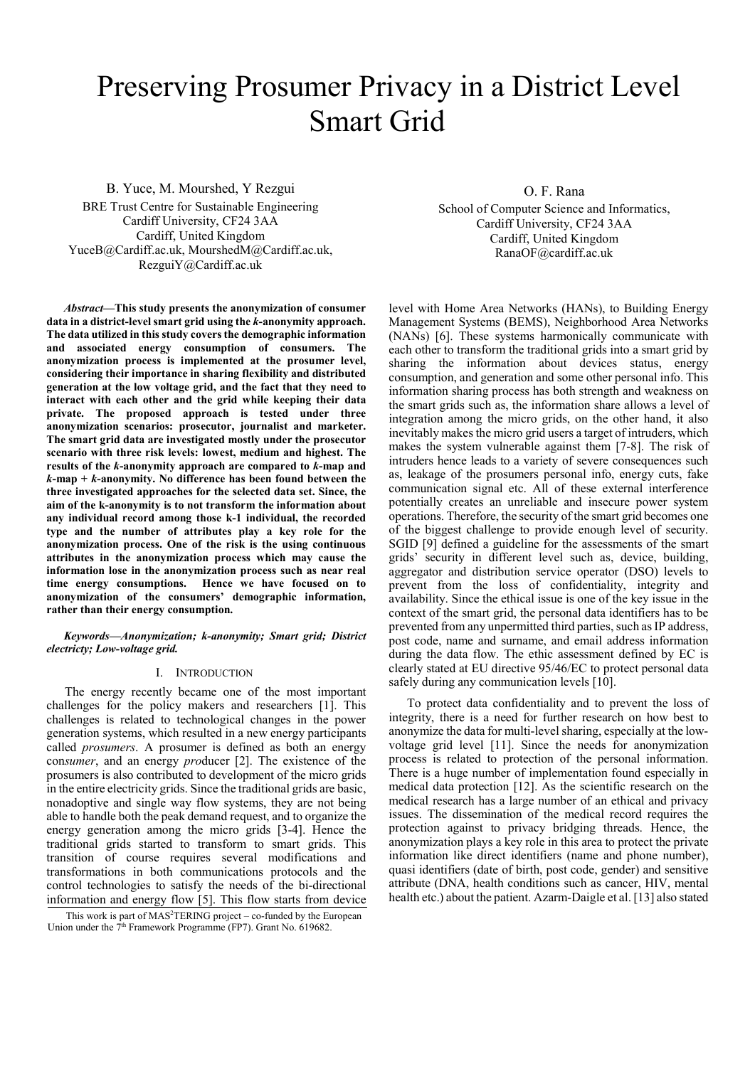# Preserving Prosumer Privacy in a District Level Smart Grid

B. Yuce, M. Mourshed, Y Rezgui
BRE Trust Centre for Sustainable Engineering
Cardiff University, CF24 3AA
Cardiff, United Kingdom
YuceB@Cardiff.ac.uk, MourshedM@Cardiff.ac.uk, RezguiY@Cardiff.ac.uk

O. F. Rana
School of Computer Science and Informatics,
Cardiff University, CF24 3AA
Cardiff, United Kingdom
RanaOF@cardiff.ac.uk

***Abstract*—This study presents the anonymization of consumer data in a district-level smart grid using the *k*-anonymity approach. The data utilized in this study covers the demographic information and associated energy consumption of consumers. The anonymization process is implemented at the prosumer level, considering their importance in sharing flexibility and distributed generation at the low voltage grid, and the fact that they need to interact with each other and the grid while keeping their data private. The proposed approach is tested under three anonymization scenarios: prosecutor, journalist and marketer. The smart grid data are investigated mostly under the prosecutor scenario with three risk levels: lowest, medium and highest. The results of the *k*-anonymity approach are compared to *k*-map and *k*-map + *k*-anonymity. No difference has been found between the three investigated approaches for the selected data set. Since, the aim of the k-anonymity is to not transform the information about any individual record among those k-1 individual, the recorded type and the number of attributes play a key role for the anonymization process. One of the risk is the using continuous attributes in the anonymization process which may cause the information lose in the anonymization process such as near real time energy consumptions. Hence we have focused on to anonymization of the consumers' demographic information, rather than their energy consumption.**

***Keywords—Anonymization; k-anonymity; Smart grid; District electricty; Low-voltage grid.***

## I. Introduction

The energy recently became one of the most important challenges for the policy makers and researchers [1]. This challenges is related to technological changes in the power generation systems, which resulted in a new energy participants called *prosumers*. A prosumer is defined as both an energy con*sumer*, and an energy *pro*ducer [2]. The existence of the prosumers is also contributed to development of the micro grids in the entire electricity grids. Since the traditional grids are basic, nonadoptive and single way flow systems, they are not being able to handle both the peak demand request, and to organize the energy generation among the micro grids [3-4]. Hence the traditional grids started to transform to smart grids. This transition of course requires several modifications and transformations in both communications protocols and the control technologies to satisfy the needs of the bi-directional information and energy flow [5]. This flow starts from device level with Home Area Networks (HANs), to Building Energy Management Systems (BEMS), Neighborhood Area Networks (NANs) [6]. These systems harmonically communicate with each other to transform the traditional grids into a smart grid by sharing the information about devices status, energy consumption, and generation and some other personal info. This information sharing process has both strength and weakness on the smart grids such as, the information share allows a level of integration among the micro grids, on the other hand, it also inevitably makes the micro grid users a target of intruders, which makes the system vulnerable against them [7-8]. The risk of intruders hence leads to a variety of severe consequences such as, leakage of the prosumers personal info, energy cuts, fake communication signal etc. All of these external interference potentially creates an unreliable and insecure power system operations. Therefore, the security of the smart grid becomes one of the biggest challenge to provide enough level of security. SGID [9] defined a guideline for the assessments of the smart grids' security in different level such as, device, building, aggregator and distribution service operator (DSO) levels to prevent from the loss of confidentiality, integrity and availability. Since the ethical issue is one of the key issue in the context of the smart grid, the personal data identifiers has to be prevented from any unpermitted third parties, such as IP address, post code, name and surname, and email address information during the data flow. The ethic assessment defined by EC is clearly stated at EU directive 95/46/EC to protect personal data safely during any communication levels [10].

To protect data confidentiality and to prevent the loss of integrity, there is a need for further research on how best to anonymize the data for multi-level sharing, especially at the low-voltage grid level [11]. Since the needs for anonymization process is related to protection of the personal information. There is a huge number of implementation found especially in medical data protection [12]. As the scientific research on the medical research has a large number of an ethical and privacy issues. The dissemination of the medical record requires the protection against to privacy bridging threads. Hence, the anonymization plays a key role in this area to protect the private information like direct identifiers (name and phone number), quasi identifiers (date of birth, post code, gender) and sensitive attribute (DNA, health conditions such as cancer, HIV, mental health etc.) about the patient. Azarm-Daigle et al. [13] also stated

This work is part of MAS[2]TERING project – co-funded by the European Union under the 7[th] Framework Programme (FP7). Grant No. 619682.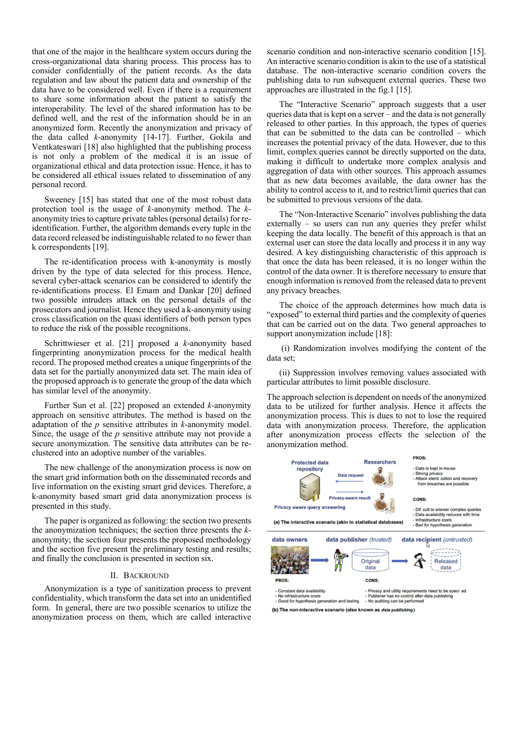that one of the major in the healthcare system occurs during the cross-organizational data sharing process. This process has to consider confidentially of the patient records. As the data regulation and law about the patient data and ownership of the data have to be considered well. Even if there is a requirement to share some information about the patient to satisfy the interoperability. The level of the shared information has to be defined well, and the rest of the information should be in an anonymized form. Recently the anonymization and privacy of the data called *k*-anonymity [14-17]. Further, Gokila and Ventkateswari [18] also highlighted that the publishing process is not only a problem of the medical it is an issue of organizational ethical and data protection issue. Hence, it has to be considered all ethical issues related to dissemination of any personal record.

Sweeney [15] has stated that one of the most robust data protection tool is the usage of *k*-anonymity method. The *k*-anonymity tries to capture private tables (personal details) for re-identification. Further, the algorithm demands every tuple in the data record released be indistinguishable related to no fewer than k correspondents [19].

The re-identification process with k-anonymity is mostly driven by the type of data selected for this process. Hence, several cyber-attack scenarios can be considered to identify the re-identifications process. El Emam and Dankar [20] defined two possible intruders attack on the personal details of the prosecutors and journalist. Hence they used a k-anonymity using cross classification on the quasi identifiers of both person types to reduce the risk of the possible recognitions.

Schrittwieser et al. [21] proposed a *k*-anonymity based fingerprinting anonymization process for the medical health record. The proposed method creates a unique fingerprints of the data set for the partially anonymized data set. The main idea of the proposed approach is to generate the group of the data which has similar level of the anonymity.

Further Sun et al. [22] proposed an extended *k*-anonymity approach on sensitive attributes. The method is based on the adaptation of the *p* sensitive attributes in *k*-anonymity model. Since, the usage of the *p* sensitive attribute may not provide a secure anonymization. The sensitive data attributes can be re-clustered into an adoptive number of the variables.

The new challenge of the anonymization process is now on the smart grid information both on the disseminated records and live information on the existing smart grid devices. Therefore, a k-anonymity based smart grid data anonymization process is presented in this study.

The paper is organized as following: the section two presents the anonymization techniques; the section three presents the *k*-anonymity; the section four presents the proposed methodology and the section five present the preliminary testing and results; and finally the conclusion is presented in section six.

## II. BACKROUND

Anonymization is a type of sanitization process to prevent confidentiality, which transform the data set into an unidentified form. In general, there are two possible scenarios to utilize the anonymization process on them, which are called interactive scenario condition and non-interactive scenario condition [15]. An interactive scenario condition is akin to the use of a statistical database. The non-interactive scenario condition covers the publishing data to run subsequent external queries. These two approaches are illustrated in the fig.1 [15].

The "Interactive Scenario" approach suggests that a user queries data that is kept on a server – and the data is not generally released to other parties. In this approach, the types of queries that can be submitted to the data can be controlled – which increases the potential privacy of the data. However, due to this limit, complex queries cannot be directly supported on the data, making it difficult to undertake more complex analysis and aggregation of data with other sources. This approach assumes that as new data becomes available, the data owner has the ability to control access to it, and to restrict/limit queries that can be submitted to previous versions of the data.

The "Non-Interactive Scenario" involves publishing the data externally – so users can run any queries they prefer whilst keeping the data locally. The benefit of this approach is that an external user can store the data locally and process it in any way desired. A key distinguishing characteristic of this approach is that once the data has been released, it is no longer within the control of the data owner. It is therefore necessary to ensure that enough information is removed from the released data to prevent any privacy breaches.

The choice of the approach determines how much data is "exposed" to external third parties and the complexity of queries that can be carried out on the data. Two general approaches to support anonymization include [18]:

(i) Randomization involves modifying the content of the data set;

(ii) Suppression involves removing values associated with particular attributes to limit possible disclosure.

The approach selection is dependent on needs of the anonymized data to be utilized for further analysis. Hence it affects the anonymization process. This is dues to not to lose the required data with anonymization process. Therefore, the application after anonymization process effects the selection of the anonymization method.

Protected data repository
Researchers
Data request
Privacy-aware result
Privacy aware query answering

PROS:
- Data is kept in-house
- Strong privacy
- Attack identi cation and recovery from breaches are possible

CONS:
- Dif cult to answer complex queries
- Data availability reduces with time
- Infrastructure costs
- Bad for hypothesis generation

(a) The interactive scenario (akin to statistical databases)

data owners
data publisher (trusted)
data recipient (untrusted)
Original data
Released data

PROS:
- Constant data availability
- No infrastructure costs
- Good for hypothesis generation and testing

CONS:
- Privacy and utility requirements need to be speci ed
- Publisher has no control after data publishing
- No auditing can be performed

(b) The non-interactive scenario (also known as *data publishing*)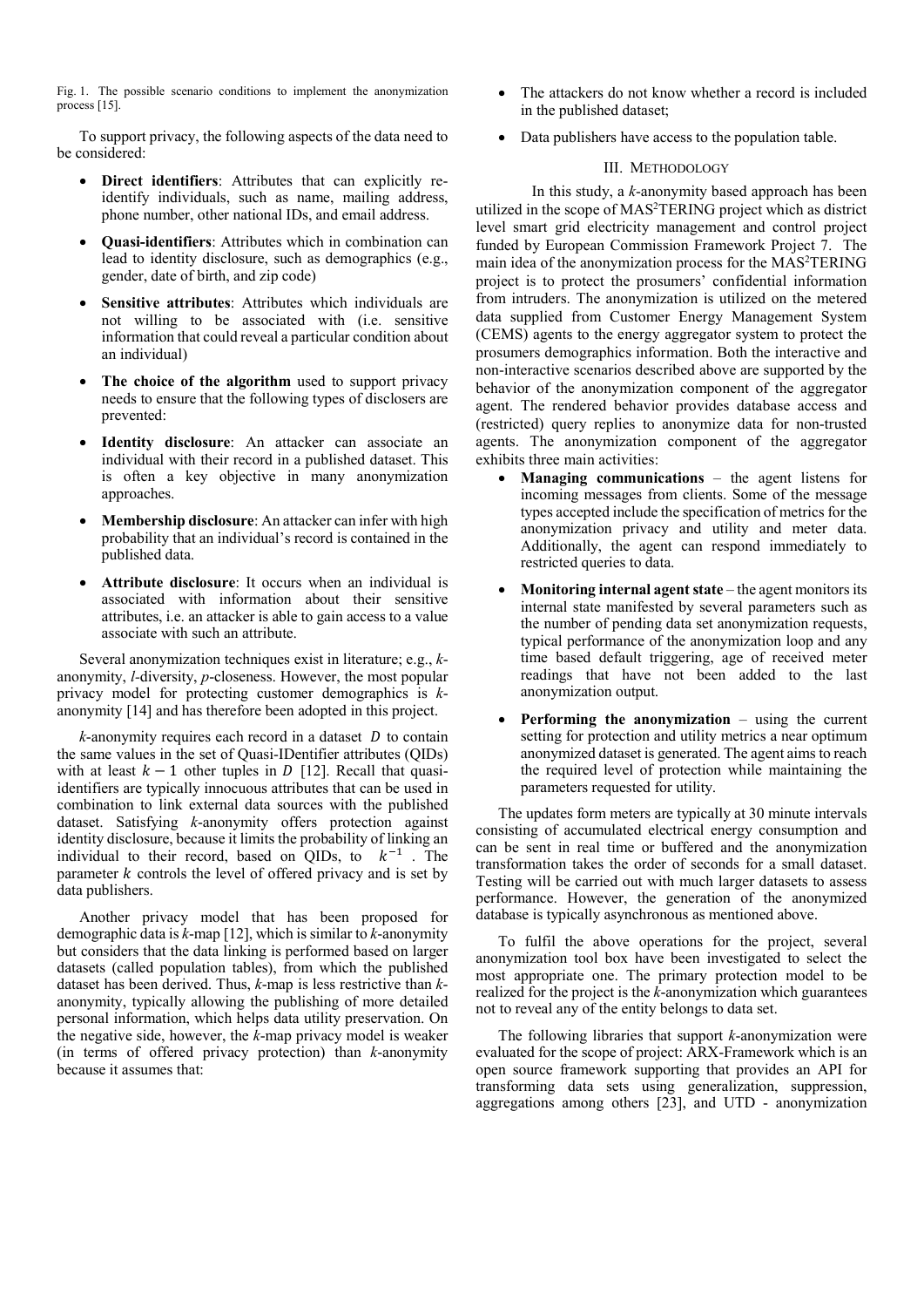Fig. 1. The possible scenario conditions to implement the anonymization process [15].

To support privacy, the following aspects of the data need to be considered:

- **Direct identifiers**: Attributes that can explicitly re-identify individuals, such as name, mailing address, phone number, other national IDs, and email address.
- **Quasi-identifiers**: Attributes which in combination can lead to identity disclosure, such as demographics (e.g., gender, date of birth, and zip code)
- **Sensitive attributes**: Attributes which individuals are not willing to be associated with (i.e. sensitive information that could reveal a particular condition about an individual)
- **The choice of the algorithm** used to support privacy needs to ensure that the following types of disclosers are prevented:
- **Identity disclosure**: An attacker can associate an individual with their record in a published dataset. This is often a key objective in many anonymization approaches.
- **Membership disclosure**: An attacker can infer with high probability that an individual's record is contained in the published data.
- **Attribute disclosure**: It occurs when an individual is associated with information about their sensitive attributes, i.e. an attacker is able to gain access to a value associate with such an attribute.

Several anonymization techniques exist in literature; e.g., *k*-anonymity, *l*-diversity, *p*-closeness. However, the most popular privacy model for protecting customer demographics is *k*-anonymity [14] and has therefore been adopted in this project.

*k*-anonymity requires each record in a dataset $D$ to contain the same values in the set of Quasi-IDentifier attributes (QIDs) with at least $k - 1$ other tuples in $D$ [12]. Recall that quasi-identifiers are typically innocuous attributes that can be used in combination to link external data sources with the published dataset. Satisfying *k*-anonymity offers protection against identity disclosure, because it limits the probability of linking an individual to their record, based on QIDs, to $k^{-1}$. The parameter $k$ controls the level of offered privacy and is set by data publishers.

Another privacy model that has been proposed for demographic data is *k*-map [12], which is similar to *k*-anonymity but considers that the data linking is performed based on larger datasets (called population tables), from which the published dataset has been derived. Thus, *k*-map is less restrictive than *k*-anonymity, typically allowing the publishing of more detailed personal information, which helps data utility preservation. On the negative side, however, the *k*-map privacy model is weaker (in terms of offered privacy protection) than *k*-anonymity because it assumes that:

- The attackers do not know whether a record is included in the published dataset;
- Data publishers have access to the population table.

## III. METHODOLOGY

In this study, a *k*-anonymity based approach has been utilized in the scope of MAS[2]TERING project which as district level smart grid electricity management and control project funded by European Commission Framework Project 7. The main idea of the anonymization process for the MAS[2]TERING project is to protect the prosumers' confidential information from intruders. The anonymization is utilized on the metered data supplied from Customer Energy Management System (CEMS) agents to the energy aggregator system to protect the prosumers demographics information. Both the interactive and non-interactive scenarios described above are supported by the behavior of the anonymization component of the aggregator agent. The rendered behavior provides database access and (restricted) query replies to anonymize data for non-trusted agents. The anonymization component of the aggregator exhibits three main activities:

- **Managing communications** – the agent listens for incoming messages from clients. Some of the message types accepted include the specification of metrics for the anonymization privacy and utility and meter data. Additionally, the agent can respond immediately to restricted queries to data.
- **Monitoring internal agent state** – the agent monitors its internal state manifested by several parameters such as the number of pending data set anonymization requests, typical performance of the anonymization loop and any time based default triggering, age of received meter readings that have not been added to the last anonymization output.
- **Performing the anonymization** – using the current setting for protection and utility metrics a near optimum anonymized dataset is generated. The agent aims to reach the required level of protection while maintaining the parameters requested for utility.

The updates form meters are typically at 30 minute intervals consisting of accumulated electrical energy consumption and can be sent in real time or buffered and the anonymization transformation takes the order of seconds for a small dataset. Testing will be carried out with much larger datasets to assess performance. However, the generation of the anonymized database is typically asynchronous as mentioned above.

To fulfil the above operations for the project, several anonymization tool box have been investigated to select the most appropriate one. The primary protection model to be realized for the project is the *k*-anonymization which guarantees not to reveal any of the entity belongs to data set.

The following libraries that support *k*-anonymization were evaluated for the scope of project: ARX-Framework which is an open source framework supporting that provides an API for transforming data sets using generalization, suppression, aggregations among others [23], and UTD - anonymization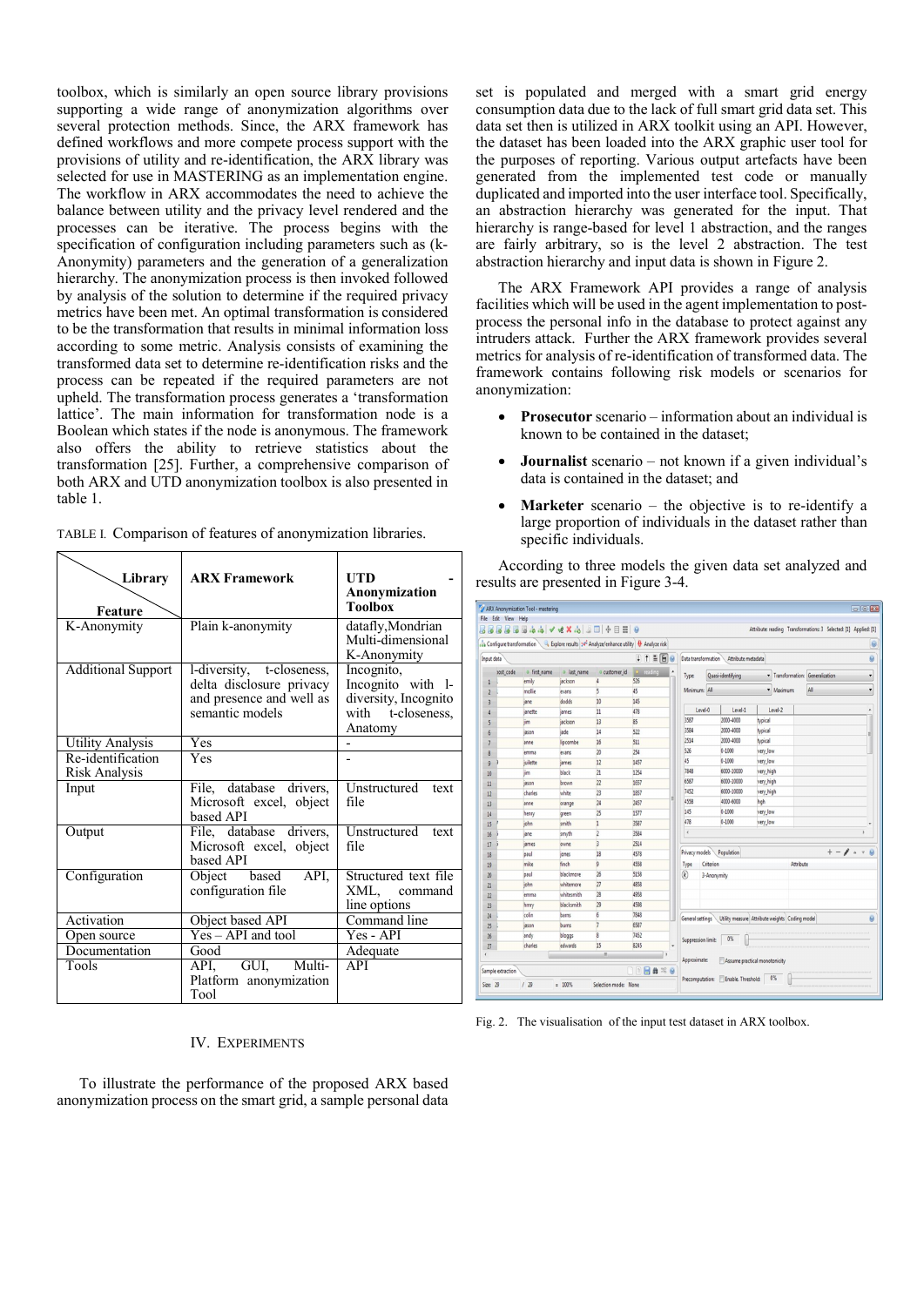toolbox, which is similarly an open source library provisions supporting a wide range of anonymization algorithms over several protection methods. Since, the ARX framework has defined workflows and more compete process support with the provisions of utility and re-identification, the ARX library was selected for use in MASTERING as an implementation engine. The workflow in ARX accommodates the need to achieve the balance between utility and the privacy level rendered and the processes can be iterative. The process begins with the specification of configuration including parameters such as (k-Anonymity) parameters and the generation of a generalization hierarchy. The anonymization process is then invoked followed by analysis of the solution to determine if the required privacy metrics have been met. An optimal transformation is considered to be the transformation that results in minimal information loss according to some metric. Analysis consists of examining the transformed data set to determine re-identification risks and the process can be repeated if the required parameters are not upheld. The transformation process generates a 'transformation lattice'. The main information for transformation node is a Boolean which states if the node is anonymous. The framework also offers the ability to retrieve statistics about the transformation [25]. Further, a comprehensive comparison of both ARX and UTD anonymization toolbox is also presented in table 1.

TABLE I. Comparison of features of anonymization libraries.

| Feature \ Library | ARX Framework | UTD Anonymization Toolbox |
|---|---|---|
| K-Anonymity | Plain k-anonymity | datafly,Mondrian Multi-dimensional K-Anonymity |
| Additional Support | l-diversity, t-closeness, delta disclosure privacy and presence and well as semantic models | Incognito, Incognito with l-diversity, Incognito with t-closeness, Anatomy |
| Utility Analysis | Yes | - |
| Re-identification Risk Analysis | Yes | - |
| Input | File, database drivers, Microsoft excel, object based API | Unstructured text file |
| Output | File, database drivers, Microsoft excel, object based API | Unstructured text file |
| Configuration | Object based API, configuration file | Structured text file XML, command line options |
| Activation | Object based API | Command line |
| Open source | Yes – API and tool | Yes - API |
| Documentation | Good | Adequate |
| Tools | API, GUI, Multi-Platform anonymization Tool | API |

## IV. Experiments

To illustrate the performance of the proposed ARX based anonymization process on the smart grid, a sample personal data set is populated and merged with a smart grid energy consumption data due to the lack of full smart grid data set. This data set then is utilized in ARX toolkit using an API. However, the dataset has been loaded into the ARX graphic user tool for the purposes of reporting. Various output artefacts have been generated from the implemented test code or manually duplicated and imported into the user interface tool. Specifically, an abstraction hierarchy was generated for the input. That hierarchy is range-based for level 1 abstraction, and the ranges are fairly arbitrary, so is the level 2 abstraction. The test abstraction hierarchy and input data is shown in Figure 2.

The ARX Framework API provides a range of analysis facilities which will be used in the agent implementation to post-process the personal info in the database to protect against any intruders attack. Further the ARX framework provides several metrics for analysis of re-identification of transformed data. The framework contains following risk models or scenarios for anonymization:

- **Prosecutor** scenario – information about an individual is known to be contained in the dataset;
- **Journalist** scenario – not known if a given individual's data is contained in the dataset; and
- **Marketer** scenario – the objective is to re-identify a large proportion of individuals in the dataset rather than specific individuals.

According to three models the given data set analyzed and results are presented in Figure 3-4.

Fig. 2. The visualisation of the input test dataset in ARX toolbox.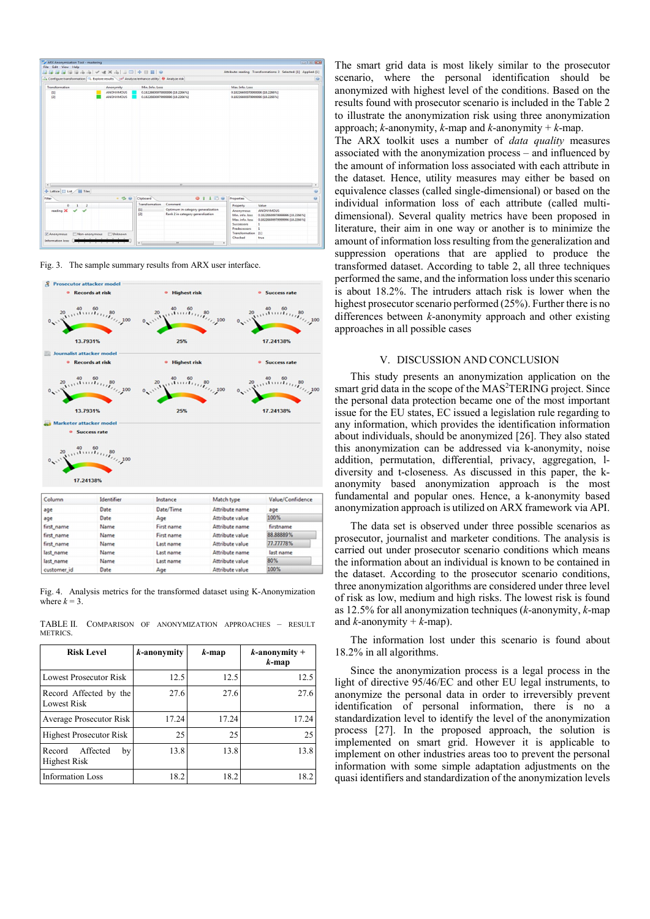Fig. 3. The sample summary results from ARX user interface.

Fig. 4. Analysis metrics for the transformed dataset using K-Anonymization where $k = 3$.

TABLE II. COMPARISON OF ANONYMIZATION APPROACHES – RESULT METRICS.

| Risk Level | *k*-anonymity | *k*-map | *k*-anonymity + *k*-map |
|---|---|---|---|
| Lowest Prosecutor Risk | 12.5 | 12.5 | 12.5 |
| Record Affected by the Lowest Risk | 27.6 | 27.6 | 27.6 |
| Average Prosecutor Risk | 17.24 | 17.24 | 17.24 |
| Highest Prosecutor Risk | 25 | 25 | 25 |
| Record Affected by Highest Risk | 13.8 | 13.8 | 13.8 |
| Information Loss | 18.2 | 18.2 | 18.2 |

The smart grid data is most likely similar to the prosecutor scenario, where the personal identification should be anonymized with highest level of the conditions. Based on the results found with prosecutor scenario is included in the Table 2 to illustrate the anonymization risk using three anonymization approach; *k*-anonymity, *k*-map and *k*-anonymity + *k*-map. The ARX toolkit uses a number of *data quality* measures associated with the anonymization process – and influenced by the amount of information loss associated with each attribute in the dataset. Hence, utility measures may either be based on equivalence classes (called single-dimensional) or based on the individual information loss of each attribute (called multi-dimensional). Several quality metrics have been proposed in literature, their aim in one way or another is to minimize the amount of information loss resulting from the generalization and suppression operations that are applied to produce the transformed dataset. According to table 2, all three techniques performed the same, and the information loss under this scenario is about 18.2%. The intruders attach risk is lower when the highest prosecutor scenario performed (25%). Further there is no differences between *k*-anonymity approach and other existing approaches in all possible cases

## V. DISCUSSION AND CONCLUSION

This study presents an anonymization application on the smart grid data in the scope of the MAS[2]TERING project. Since the personal data protection became one of the most important issue for the EU states, EC issued a legislation rule regarding to any information, which provides the identification information about individuals, should be anonymized [26]. They also stated this anonymization can be addressed via k-anonymity, noise addition, permutation, differential, privacy, aggregation, l-diversity and t-closeness. As discussed in this paper, the k-anonymity based anonymization approach is the most fundamental and popular ones. Hence, a k-anonymity based anonymization approach is utilized on ARX framework via API.

The data set is observed under three possible scenarios as prosecutor, journalist and marketer conditions. The analysis is carried out under prosecutor scenario conditions which means the information about an individual is known to be contained in the dataset. According to the prosecutor scenario conditions, three anonymization algorithms are considered under three level of risk as low, medium and high risks. The lowest risk is found as 12.5% for all anonymization techniques (*k*-anonymity, *k*-map and *k*-anonymity + *k*-map).

The information lost under this scenario is found about 18.2% in all algorithms.

Since the anonymization process is a legal process in the light of directive 95/46/EC and other EU legal instruments, to anonymize the personal data in order to irreversibly prevent identification of personal information, there is no a standardization level to identify the level of the anonymization process [27]. In the proposed approach, the solution is implemented on smart grid. However it is applicable to implement on other industries areas too to prevent the personal information with some simple adaptation adjustments on the quasi identifiers and standardization of the anonymization levels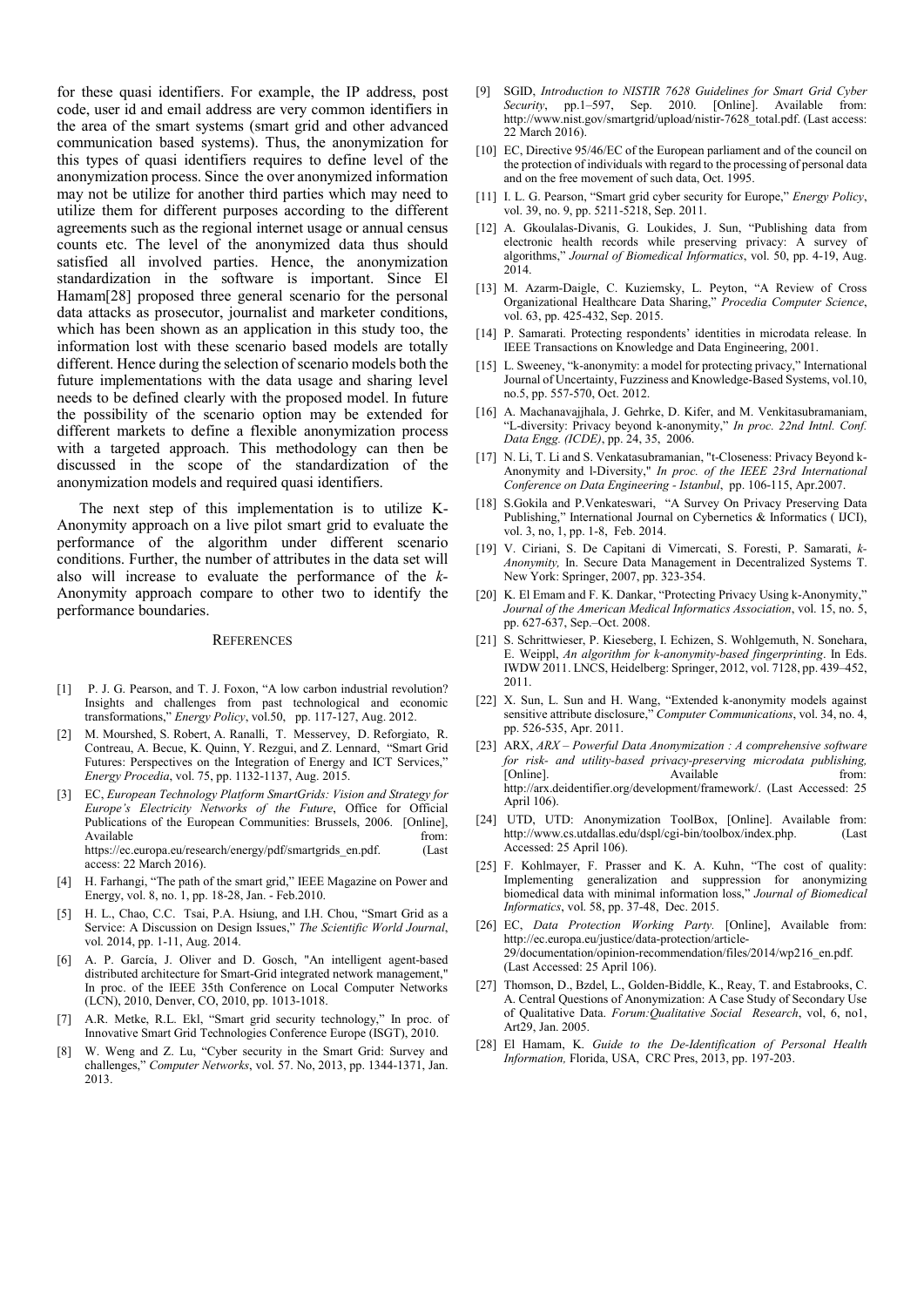for these quasi identifiers. For example, the IP address, post code, user id and email address are very common identifiers in the area of the smart systems (smart grid and other advanced communication based systems). Thus, the anonymization for this types of quasi identifiers requires to define level of the anonymization process. Since the over anonymized information may not be utilize for another third parties which may need to utilize them for different purposes according to the different agreements such as the regional internet usage or annual census counts etc. The level of the anonymized data thus should satisfied all involved parties. Hence, the anonymization standardization in the software is important. Since El Hamam[28] proposed three general scenario for the personal data attacks as prosecutor, journalist and marketer conditions, which has been shown as an application in this study too, the information lost with these scenario based models are totally different. Hence during the selection of scenario models both the future implementations with the data usage and sharing level needs to be defined clearly with the proposed model. In future the possibility of the scenario option may be extended for different markets to define a flexible anonymization process with a targeted approach. This methodology can then be discussed in the scope of the standardization of the anonymization models and required quasi identifiers.

The next step of this implementation is to utilize K-Anonymity approach on a live pilot smart grid to evaluate the performance of the algorithm under different scenario conditions. Further, the number of attributes in the data set will also will increase to evaluate the performance of the *k*-Anonymity approach compare to other two to identify the performance boundaries.

## References

[1] P. J. G. Pearson, and T. J. Foxon, "A low carbon industrial revolution? Insights and challenges from past technological and economic transformations," *Energy Policy*, vol.50, pp. 117-127, Aug. 2012.

[2] M. Mourshed, S. Robert, A. Ranalli, T. Messervey, D. Reforgiato, R. Contreau, A. Becue, K. Quinn, Y. Rezgui, and Z. Lennard, "Smart Grid Futures: Perspectives on the Integration of Energy and ICT Services," *Energy Procedia*, vol. 75, pp. 1132-1137, Aug. 2015.

[3] EC, *European Technology Platform SmartGrids: Vision and Strategy for Europe's Electricity Networks of the Future*, Office for Official Publications of the European Communities: Brussels, 2006. [Online], Available from: https://ec.europa.eu/research/energy/pdf/smartgrids_en.pdf. (Last access: 22 March 2016).

[4] H. Farhangi, "The path of the smart grid," IEEE Magazine on Power and Energy, vol. 8, no. 1, pp. 18-28, Jan. - Feb.2010.

[5] H. L., Chao, C.C. Tsai, P.A. Hsiung, and I.H. Chou, "Smart Grid as a Service: A Discussion on Design Issues," *The Scientific World Journal*, vol. 2014, pp. 1-11, Aug. 2014.

[6] A. P. García, J. Oliver and D. Gosch, "An intelligent agent-based distributed architecture for Smart-Grid integrated network management," In proc. of the IEEE 35th Conference on Local Computer Networks (LCN), 2010, Denver, CO, 2010, pp. 1013-1018.

[7] A.R. Metke, R.L. Ekl, "Smart grid security technology," In proc. of Innovative Smart Grid Technologies Conference Europe (ISGT), 2010.

[8] W. Weng and Z. Lu, "Cyber security in the Smart Grid: Survey and challenges," *Computer Networks*, vol. 57. No, 2013, pp. 1344-1371, Jan. 2013.

[9] SGID, *Introduction to NISTIR 7628 Guidelines for Smart Grid Cyber Security*, pp.1–597, Sep. 2010. [Online]. Available from: http://www.nist.gov/smartgrid/upload/nistir-7628_total.pdf. (Last access: 22 March 2016).

[10] EC, Directive 95/46/EC of the European parliament and of the council on the protection of individuals with regard to the processing of personal data and on the free movement of such data, Oct. 1995.

[11] I. L. G. Pearson, "Smart grid cyber security for Europe," *Energy Policy*, vol. 39, no. 9, pp. 5211-5218, Sep. 2011.

[12] A. Gkoulalas-Divanis, G. Loukides, J. Sun, "Publishing data from electronic health records while preserving privacy: A survey of algorithms," *Journal of Biomedical Informatics*, vol. 50, pp. 4-19, Aug. 2014.

[13] M. Azarm-Daigle, C. Kuziemsky, L. Peyton, "A Review of Cross Organizational Healthcare Data Sharing," *Procedia Computer Science*, vol. 63, pp. 425-432, Sep. 2015.

[14] P. Samarati. Protecting respondents' identities in microdata release. In IEEE Transactions on Knowledge and Data Engineering, 2001.

[15] L. Sweeney, "k-anonymity: a model for protecting privacy," International Journal of Uncertainty, Fuzziness and Knowledge-Based Systems, vol.10, no.5, pp. 557-570, Oct. 2012.

[16] A. Machanavajjhala, J. Gehrke, D. Kifer, and M. Venkitasubramaniam, "L-diversity: Privacy beyond k-anonymity," *In proc. 22nd Intnl. Conf. Data Engg. (ICDE)*, pp. 24, 35, 2006.

[17] N. Li, T. Li and S. Venkatasubramanian, "t-Closeness: Privacy Beyond k-Anonymity and l-Diversity," *In proc. of the IEEE 23rd International Conference on Data Engineering - Istanbul*, pp. 106-115, Apr.2007.

[18] S.Gokila and P.Venkateswari, "A Survey On Privacy Preserving Data Publishing," International Journal on Cybernetics & Informatics ( IJCI), vol. 3, no, 1, pp. 1-8, Feb. 2014.

[19] V. Ciriani, S. De Capitani di Vimercati, S. Foresti, P. Samarati, *k-Anonymity,* In. Secure Data Management in Decentralized Systems T. New York: Springer, 2007, pp. 323-354.

[20] K. El Emam and F. K. Dankar, "Protecting Privacy Using k-Anonymity," *Journal of the American Medical Informatics Association*, vol. 15, no. 5, pp. 627-637, Sep.–Oct. 2008.

[21] S. Schrittwieser, P. Kieseberg, I. Echizen, S. Wohlgemuth, N. Sonehara, E. Weippl, *An algorithm for k-anonymity-based fingerprinting*. In Eds. IWDW 2011. LNCS, Heidelberg: Springer, 2012, vol. 7128, pp. 439–452, 2011.

[22] X. Sun, L. Sun and H. Wang, "Extended k-anonymity models against sensitive attribute disclosure," *Computer Communications*, vol. 34, no. 4, pp. 526-535, Apr. 2011.

[23] ARX, *ARX – Powerful Data Anonymization : A comprehensive software for risk- and utility-based privacy-preserving microdata publishing,* [Online]. Available from: http://arx.deidentifier.org/development/framework/. (Last Accessed: 25 April 106).

[24] UTD, UTD: Anonymization ToolBox, [Online]. Available from: http://www.cs.utdallas.edu/dspl/cgi-bin/toolbox/index.php. (Last Accessed: 25 April 106).

[25] F. Kohlmayer, F. Prasser and K. A. Kuhn, "The cost of quality: Implementing generalization and suppression for anonymizing biomedical data with minimal information loss," *Journal of Biomedical Informatics*, vol. 58, pp. 37-48, Dec. 2015.

[26] EC, *Data Protection Working Party.* [Online], Available from: http://ec.europa.eu/justice/data-protection/article-29/documentation/opinion-recommendation/files/2014/wp216_en.pdf. (Last Accessed: 25 April 106).

[27] Thomson, D., Bzdel, L., Golden-Biddle, K., Reay, T. and Estabrooks, C. A. Central Questions of Anonymization: A Case Study of Secondary Use of Qualitative Data. *Forum:Qualitative Social Research*, vol, 6, no1, Art29, Jan. 2005.

[28] El Hamam, K. *Guide to the De-Identification of Personal Health Information,* Florida, USA, CRC Pres, 2013, pp. 197-203.